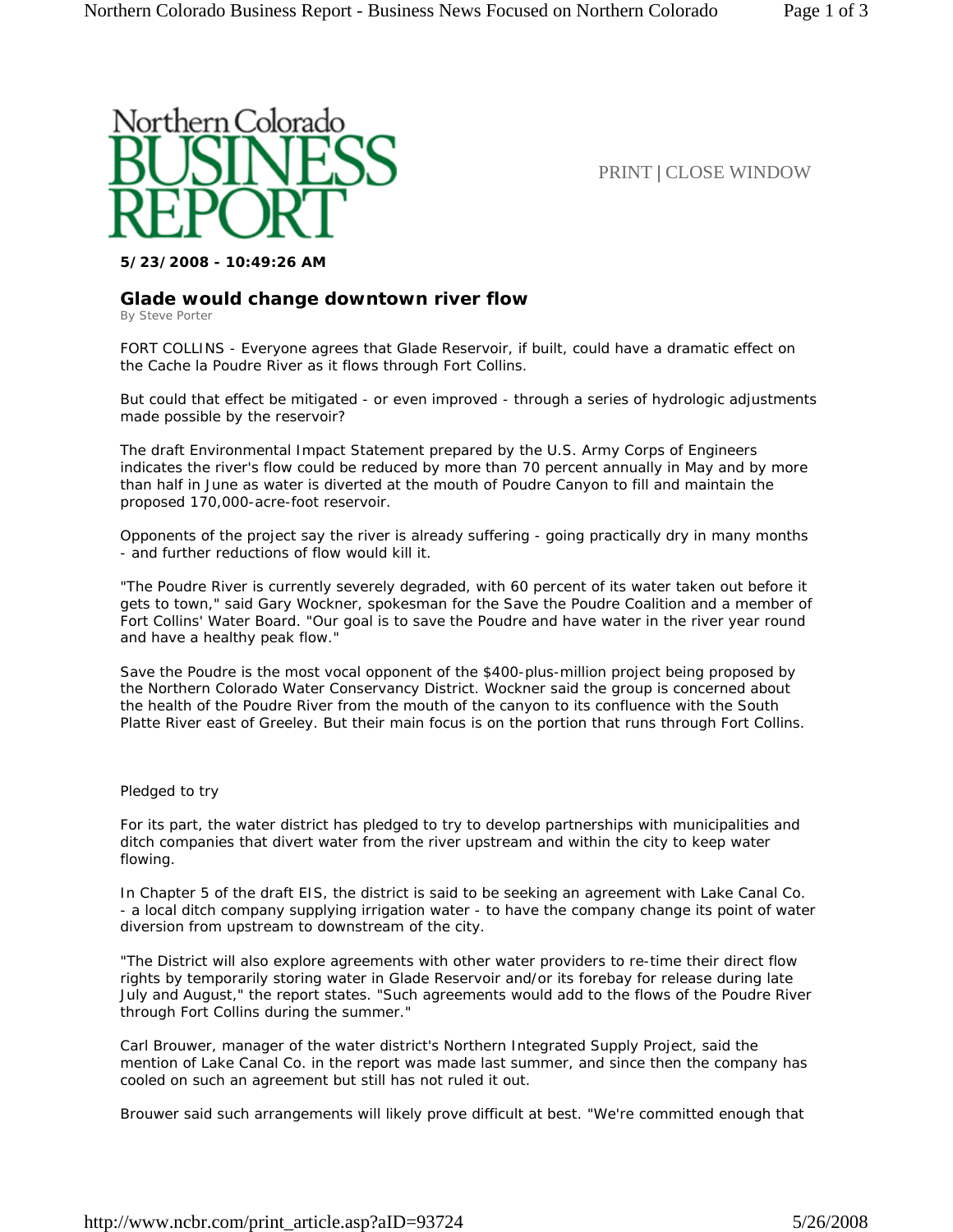Northern Colorado BUSINESS REPORT

PRINT | CLOSE WINDOW

**5/23/2008 - 10:49:26 AM**

## Glade would change downtown river flow

By Steve Porter

FORT COLLINS - Everyone agrees that Glade Reservoir, if built, could have a dramatic effect on the Cache la Poudre River as it flows through Fort Collins.

But could that effect be mitigated - or even improved - through a series of hydrologic adjustments made possible by the reservoir?

The draft Environmental Impact Statement prepared by the U.S. Army Corps of Engineers indicates the river's flow could be reduced by more than 70 percent annually in May and by more than half in June as water is diverted at the mouth of Poudre Canyon to fill and maintain the proposed 170,000-acre-foot reservoir.

Opponents of the project say the river is already suffering - going practically dry in many months - and further reductions of flow would kill it.

"The Poudre River is currently severely degraded, with 60 percent of its water taken out before it gets to town," said Gary Wockner, spokesman for the Save the Poudre Coalition and a member of Fort Collins' Water Board. "Our goal is to save the Poudre and have water in the river year round and have a healthy peak flow."

Save the Poudre is the most vocal opponent of the $400-plus-million project being proposed by the Northern Colorado Water Conservancy District. Wockner said the group is concerned about the health of the Poudre River from the mouth of the canyon to its confluence with the South Platte River east of Greeley. But their main focus is on the portion that runs through Fort Collins.

Pledged to try

For its part, the water district has pledged to try to develop partnerships with municipalities and ditch companies that divert water from the river upstream and within the city to keep water flowing.

In Chapter 5 of the draft EIS, the district is said to be seeking an agreement with Lake Canal Co. - a local ditch company supplying irrigation water - to have the company change its point of water diversion from upstream to downstream of the city.

"The District will also explore agreements with other water providers to re-time their direct flow rights by temporarily storing water in Glade Reservoir and/or its forebay for release during late July and August," the report states. "Such agreements would add to the flows of the Poudre River through Fort Collins during the summer."

Carl Brouwer, manager of the water district's Northern Integrated Supply Project, said the mention of Lake Canal Co. in the report was made last summer, and since then the company has cooled on such an agreement but still has not ruled it out.

Brouwer said such arrangements will likely prove difficult at best. "We're committed enough that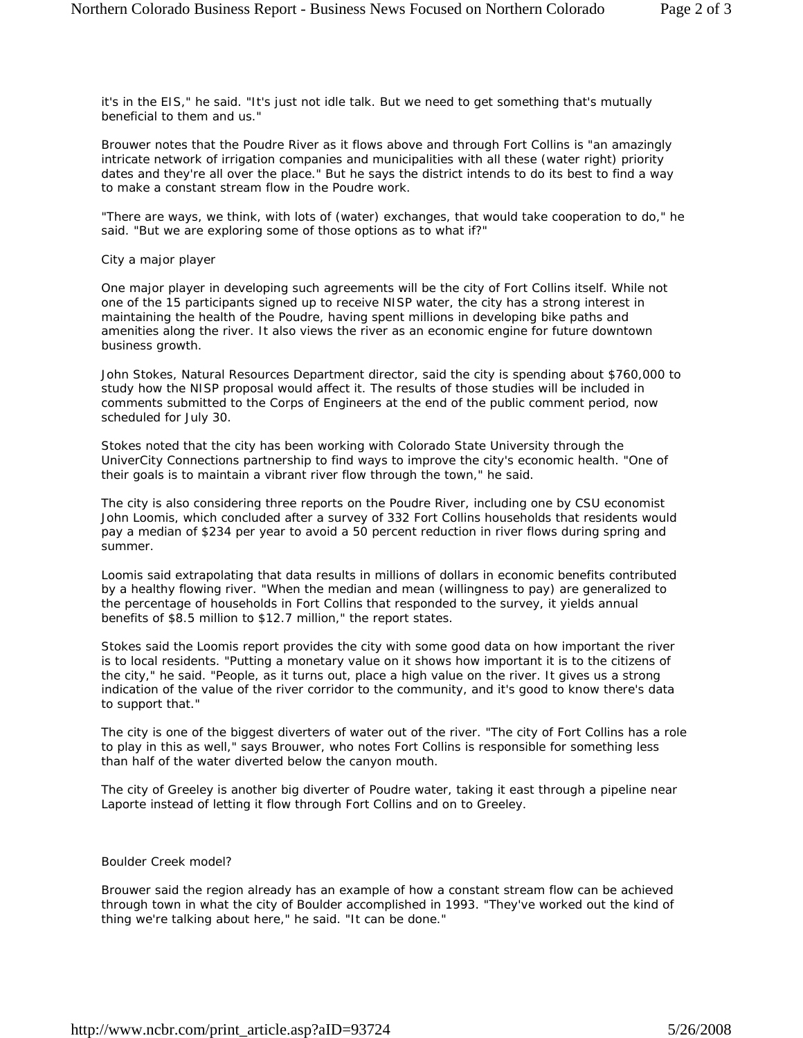it's in the EIS," he said. "It's just not idle talk. But we need to get something that's mutually beneficial to them and us."

Brouwer notes that the Poudre River as it flows above and through Fort Collins is "an amazingly intricate network of irrigation companies and municipalities with all these (water right) priority dates and they're all over the place." But he says the district intends to do its best to find a way to make a constant stream flow in the Poudre work.

"There are ways, we think, with lots of (water) exchanges, that would take cooperation to do," he said. "But we are exploring some of those options as to what if?"

## City a major player

One major player in developing such agreements will be the city of Fort Collins itself. While not one of the 15 participants signed up to receive NISP water, the city has a strong interest in maintaining the health of the Poudre, having spent millions in developing bike paths and amenities along the river. It also views the river as an economic engine for future downtown business growth.

John Stokes, Natural Resources Department director, said the city is spending about $760,000 to study how the NISP proposal would affect it. The results of those studies will be included in comments submitted to the Corps of Engineers at the end of the public comment period, now scheduled for July 30.

Stokes noted that the city has been working with Colorado State University through the UniverCity Connections partnership to find ways to improve the city's economic health. "One of their goals is to maintain a vibrant river flow through the town," he said.

The city is also considering three reports on the Poudre River, including one by CSU economist John Loomis, which concluded after a survey of 332 Fort Collins households that residents would pay a median of $234 per year to avoid a 50 percent reduction in river flows during spring and summer.

Loomis said extrapolating that data results in millions of dollars in economic benefits contributed by a healthy flowing river. "When the median and mean (willingness to pay) are generalized to the percentage of households in Fort Collins that responded to the survey, it yields annual benefits of $8.5 million to $12.7 million," the report states.

Stokes said the Loomis report provides the city with some good data on how important the river is to local residents. "Putting a monetary value on it shows how important it is to the citizens of the city," he said. "People, as it turns out, place a high value on the river. It gives us a strong indication of the value of the river corridor to the community, and it's good to know there's data to support that."

The city is one of the biggest diverters of water out of the river. "The city of Fort Collins has a role to play in this as well," says Brouwer, who notes Fort Collins is responsible for something less than half of the water diverted below the canyon mouth.

The city of Greeley is another big diverter of Poudre water, taking it east through a pipeline near Laporte instead of letting it flow through Fort Collins and on to Greeley.

## Boulder Creek model?

Brouwer said the region already has an example of how a constant stream flow can be achieved through town in what the city of Boulder accomplished in 1993. "They've worked out the kind of thing we're talking about here," he said. "It can be done."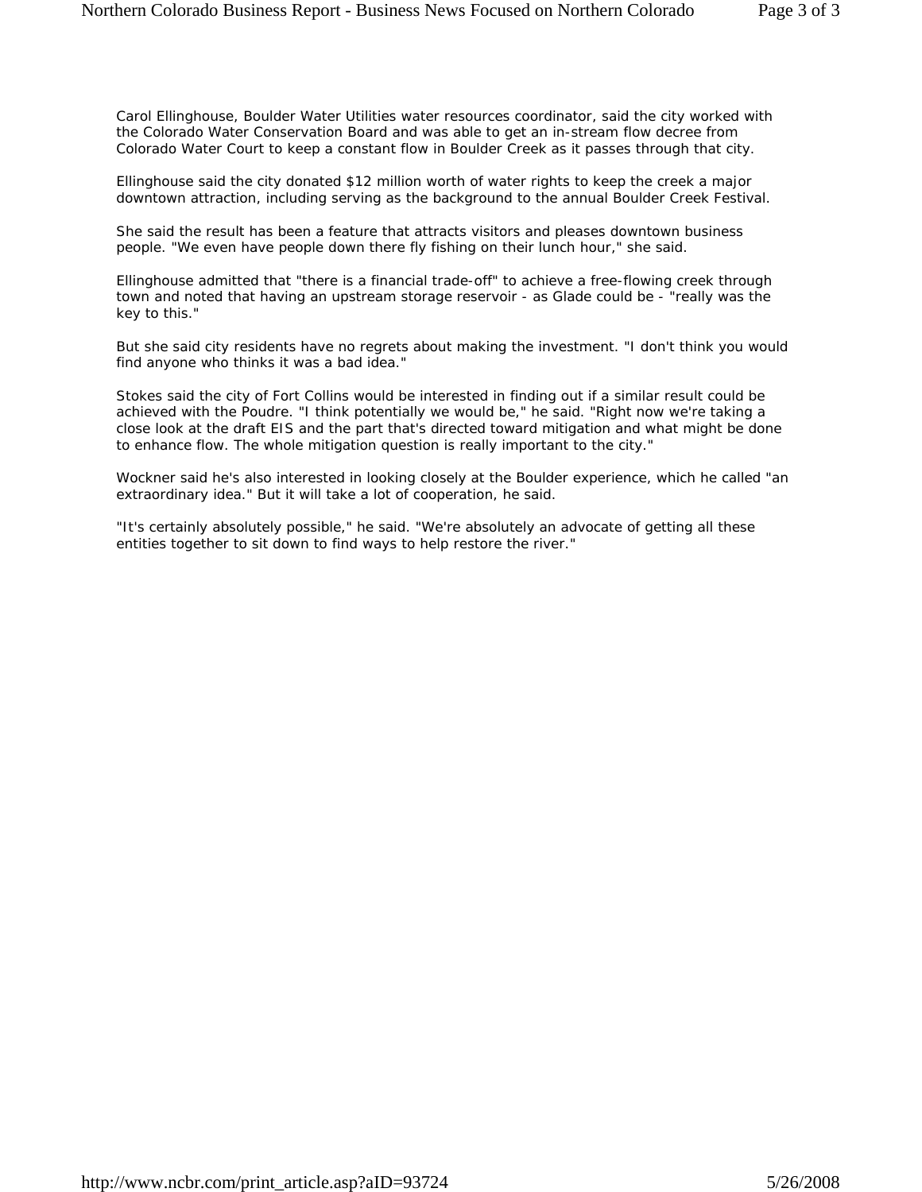Carol Ellinghouse, Boulder Water Utilities water resources coordinator, said the city worked with the Colorado Water Conservation Board and was able to get an in-stream flow decree from Colorado Water Court to keep a constant flow in Boulder Creek as it passes through that city.

Ellinghouse said the city donated $12 million worth of water rights to keep the creek a major downtown attraction, including serving as the background to the annual Boulder Creek Festival.

She said the result has been a feature that attracts visitors and pleases downtown business people. "We even have people down there fly fishing on their lunch hour," she said.

Ellinghouse admitted that "there is a financial trade-off" to achieve a free-flowing creek through town and noted that having an upstream storage reservoir - as Glade could be - "really was the key to this."

But she said city residents have no regrets about making the investment. "I don't think you would find anyone who thinks it was a bad idea."

Stokes said the city of Fort Collins would be interested in finding out if a similar result could be achieved with the Poudre. "I think potentially we would be," he said. "Right now we're taking a close look at the draft EIS and the part that's directed toward mitigation and what might be done to enhance flow. The whole mitigation question is really important to the city."

Wockner said he's also interested in looking closely at the Boulder experience, which he called "an extraordinary idea." But it will take a lot of cooperation, he said.

"It's certainly absolutely possible," he said. "We're absolutely an advocate of getting all these entities together to sit down to find ways to help restore the river."